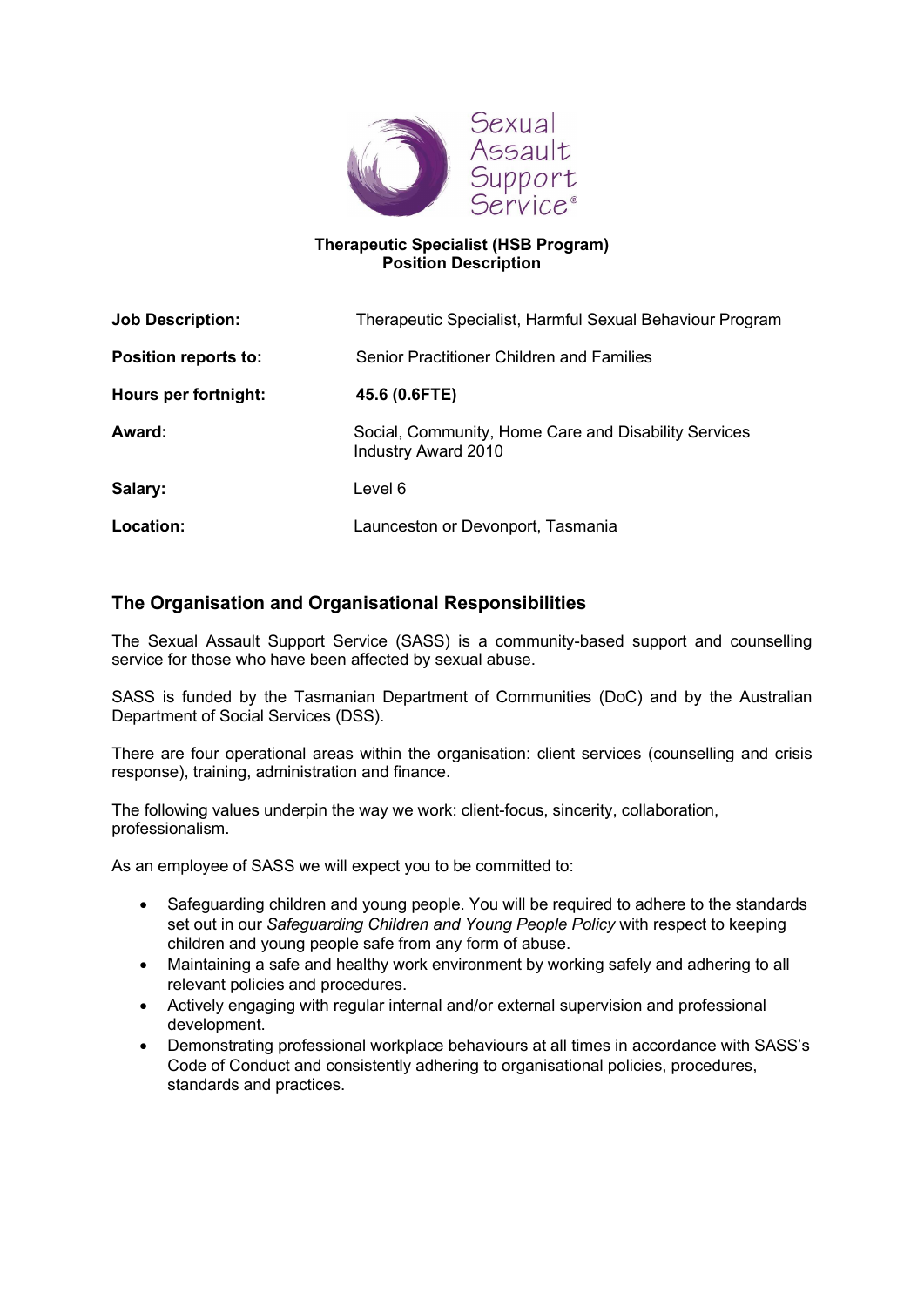Sexual Assault Support Service®

**Therapeutic Specialist (HSB Program)**
**Position Description**

| | |
|---|---|
| **Job Description:** | Therapeutic Specialist, Harmful Sexual Behaviour Program |
| **Position reports to:** | Senior Practitioner Children and Families |
| **Hours per fortnight:** | **45.6 (0.6FTE)** |
| **Award:** | Social, Community, Home Care and Disability Services Industry Award 2010 |
| **Salary:** | Level 6 |
| **Location:** | Launceston or Devonport, Tasmania |

## The Organisation and Organisational Responsibilities

The Sexual Assault Support Service (SASS) is a community-based support and counselling service for those who have been affected by sexual abuse.

SASS is funded by the Tasmanian Department of Communities (DoC) and by the Australian Department of Social Services (DSS).

There are four operational areas within the organisation: client services (counselling and crisis response), training, administration and finance.

The following values underpin the way we work: client-focus, sincerity, collaboration, professionalism.

As an employee of SASS we will expect you to be committed to:

- Safeguarding children and young people. You will be required to adhere to the standards set out in our *Safeguarding Children and Young People Policy* with respect to keeping children and young people safe from any form of abuse.
- Maintaining a safe and healthy work environment by working safely and adhering to all relevant policies and procedures.
- Actively engaging with regular internal and/or external supervision and professional development.
- Demonstrating professional workplace behaviours at all times in accordance with SASS's Code of Conduct and consistently adhering to organisational policies, procedures, standards and practices.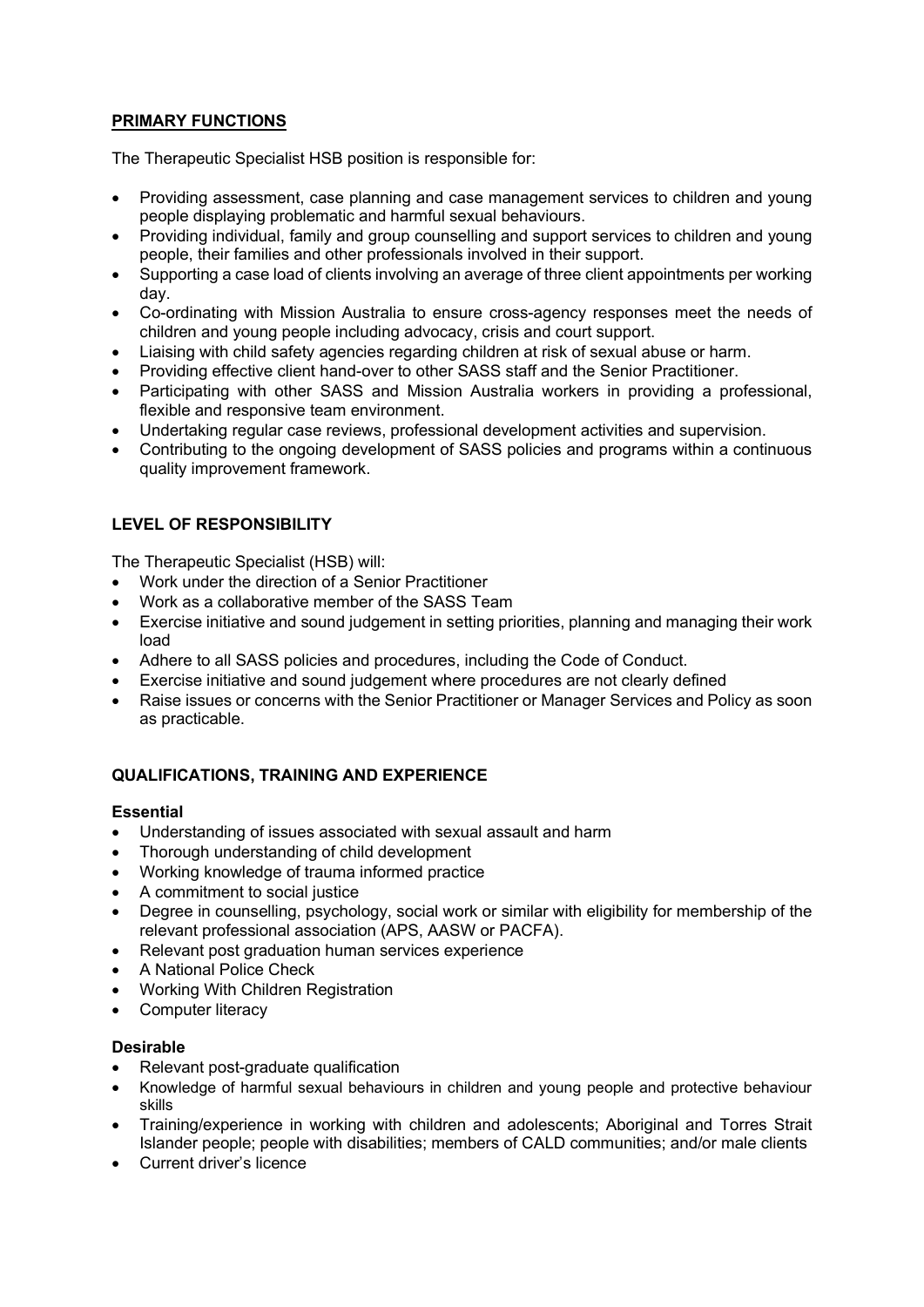## PRIMARY FUNCTIONS

The Therapeutic Specialist HSB position is responsible for:

- Providing assessment, case planning and case management services to children and young people displaying problematic and harmful sexual behaviours.
- Providing individual, family and group counselling and support services to children and young people, their families and other professionals involved in their support.
- Supporting a case load of clients involving an average of three client appointments per working day.
- Co-ordinating with Mission Australia to ensure cross-agency responses meet the needs of children and young people including advocacy, crisis and court support.
- Liaising with child safety agencies regarding children at risk of sexual abuse or harm.
- Providing effective client hand-over to other SASS staff and the Senior Practitioner.
- Participating with other SASS and Mission Australia workers in providing a professional, flexible and responsive team environment.
- Undertaking regular case reviews, professional development activities and supervision.
- Contributing to the ongoing development of SASS policies and programs within a continuous quality improvement framework.

## LEVEL OF RESPONSIBILITY

The Therapeutic Specialist (HSB) will:

- Work under the direction of a Senior Practitioner
- Work as a collaborative member of the SASS Team
- Exercise initiative and sound judgement in setting priorities, planning and managing their work load
- Adhere to all SASS policies and procedures, including the Code of Conduct.
- Exercise initiative and sound judgement where procedures are not clearly defined
- Raise issues or concerns with the Senior Practitioner or Manager Services and Policy as soon as practicable.

## QUALIFICATIONS, TRAINING AND EXPERIENCE

### Essential

- Understanding of issues associated with sexual assault and harm
- Thorough understanding of child development
- Working knowledge of trauma informed practice
- A commitment to social justice
- Degree in counselling, psychology, social work or similar with eligibility for membership of the relevant professional association (APS, AASW or PACFA).
- Relevant post graduation human services experience
- A National Police Check
- Working With Children Registration
- Computer literacy

### Desirable

- Relevant post-graduate qualification
- Knowledge of harmful sexual behaviours in children and young people and protective behaviour skills
- Training/experience in working with children and adolescents; Aboriginal and Torres Strait Islander people; people with disabilities; members of CALD communities; and/or male clients
- Current driver's licence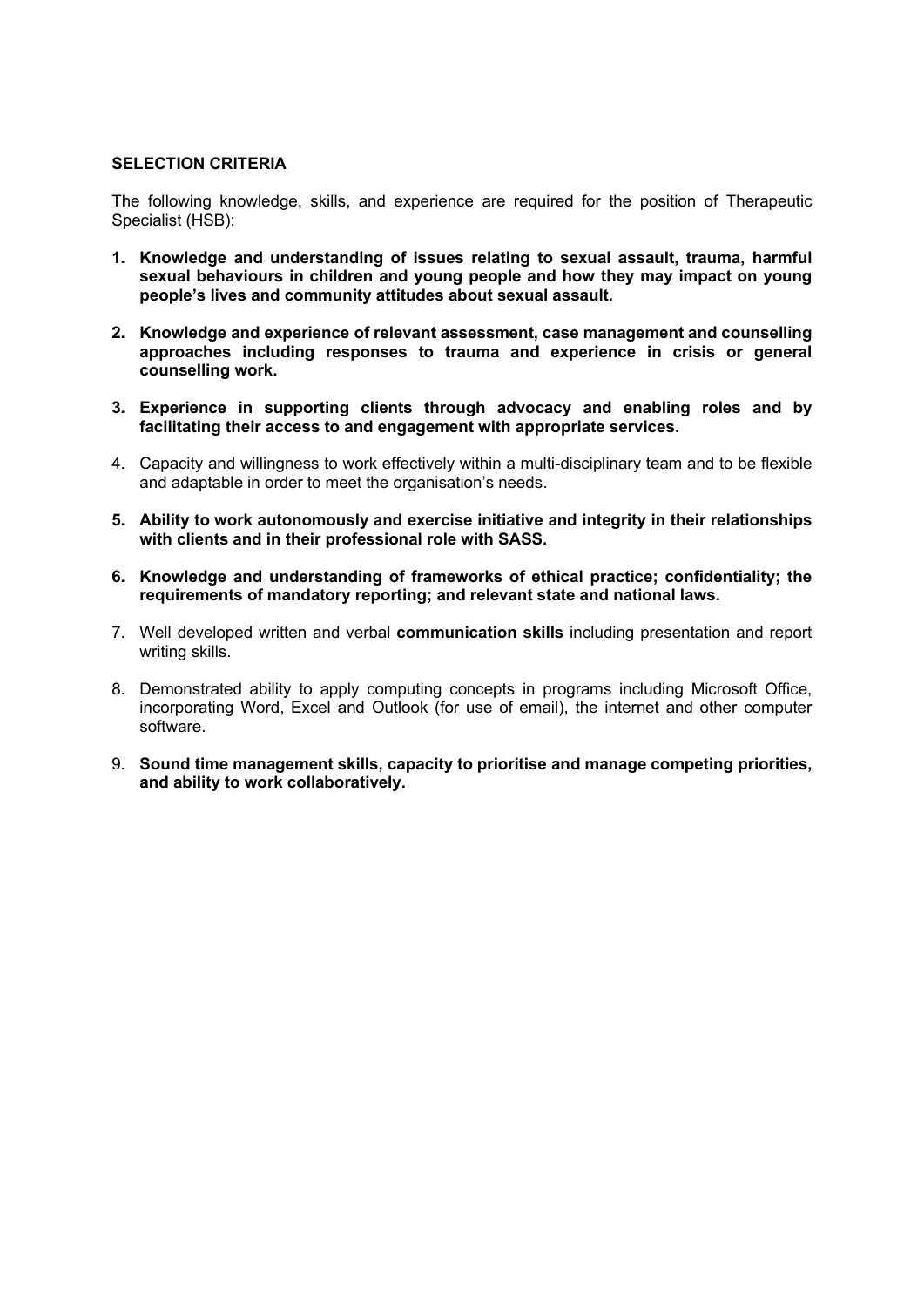**SELECTION CRITERIA**

The following knowledge, skills, and experience are required for the position of Therapeutic Specialist (HSB):

1. **Knowledge and understanding of issues relating to sexual assault, trauma, harmful sexual behaviours in children and young people and how they may impact on young people's lives and community attitudes about sexual assault.**

2. **Knowledge and experience of relevant assessment, case management and counselling approaches including responses to trauma and experience in crisis or general counselling work.**

3. **Experience in supporting clients through advocacy and enabling roles and by facilitating their access to and engagement with appropriate services.**

4. Capacity and willingness to work effectively within a multi-disciplinary team and to be flexible and adaptable in order to meet the organisation's needs.

5. **Ability to work autonomously and exercise initiative and integrity in their relationships with clients and in their professional role with SASS.**

6. **Knowledge and understanding of frameworks of ethical practice; confidentiality; the requirements of mandatory reporting; and relevant state and national laws.**

7. Well developed written and verbal **communication skills** including presentation and report writing skills.

8. Demonstrated ability to apply computing concepts in programs including Microsoft Office, incorporating Word, Excel and Outlook (for use of email), the internet and other computer software.

9. **Sound time management skills, capacity to prioritise and manage competing priorities, and ability to work collaboratively.**